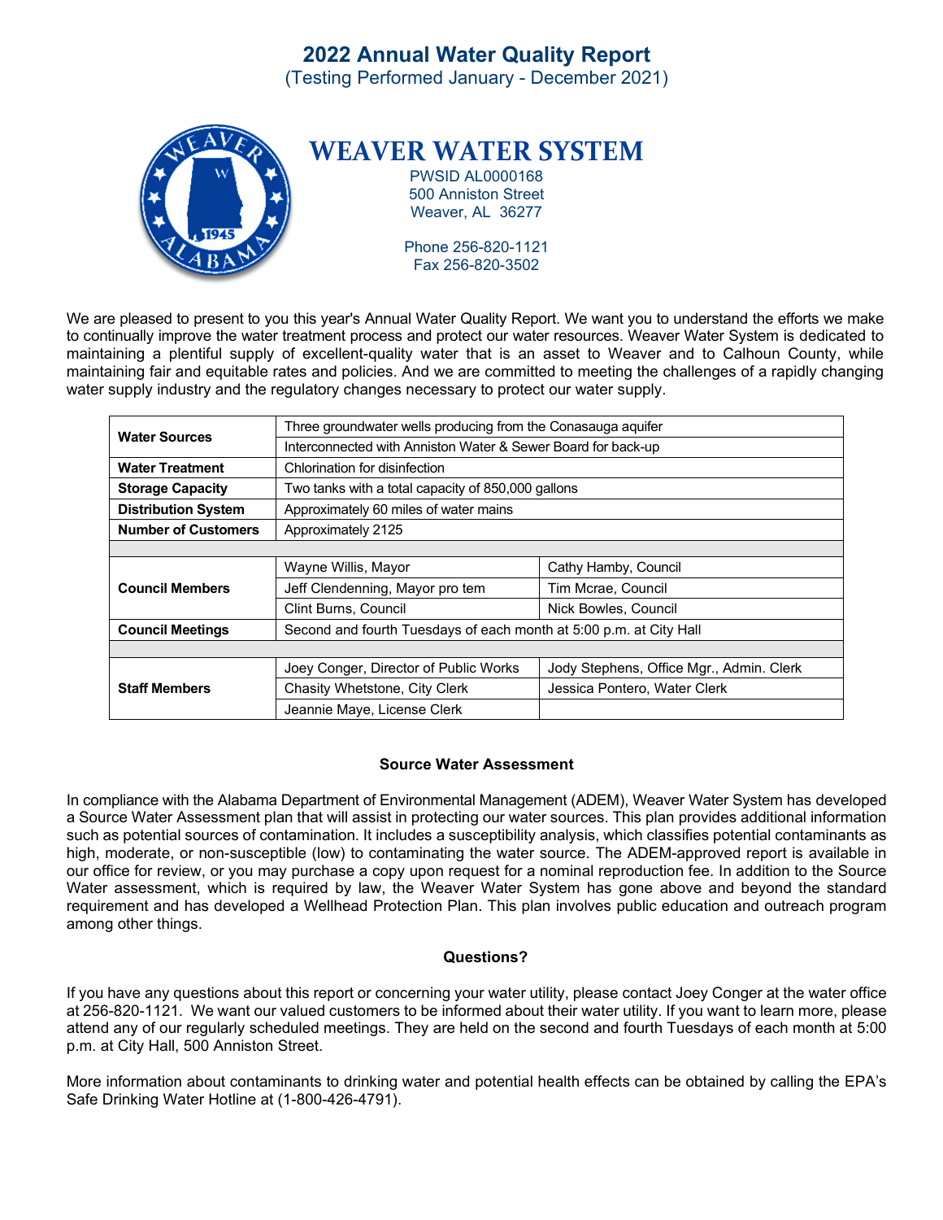# 2022 Annual Water Quality Report

(Testing Performed January - December 2021)

## WEAVER WATER SYSTEM

PWSID AL0000168
500 Anniston Street
Weaver, AL 36277

Phone 256-820-1121
Fax 256-820-3502

We are pleased to present to you this year's Annual Water Quality Report. We want you to understand the efforts we make to continually improve the water treatment process and protect our water resources. Weaver Water System is dedicated to maintaining a plentiful supply of excellent-quality water that is an asset to Weaver and to Calhoun County, while maintaining fair and equitable rates and policies. And we are committed to meeting the challenges of a rapidly changing water supply industry and the regulatory changes necessary to protect our water supply.

| | | |
|---|---|---|
| **Water Sources** | Three groundwater wells producing from the Conasauga aquifer | |
| | Interconnected with Anniston Water & Sewer Board for back-up | |
| **Water Treatment** | Chlorination for disinfection | |
| **Storage Capacity** | Two tanks with a total capacity of 850,000 gallons | |
| **Distribution System** | Approximately 60 miles of water mains | |
| **Number of Customers** | Approximately 2125 | |
| | | |
| **Council Members** | Wayne Willis, Mayor | Cathy Hamby, Council |
| | Jeff Clendenning, Mayor pro tem | Tim Mcrae, Council |
| | Clint Burns, Council | Nick Bowles, Council |
| **Council Meetings** | Second and fourth Tuesdays of each month at 5:00 p.m. at City Hall | |
| | | |
| **Staff Members** | Joey Conger, Director of Public Works | Jody Stephens, Office Mgr., Admin. Clerk |
| | Chasity Whetstone, City Clerk | Jessica Pontero, Water Clerk |
| | Jeannie Maye, License Clerk | |

### Source Water Assessment

In compliance with the Alabama Department of Environmental Management (ADEM), Weaver Water System has developed a Source Water Assessment plan that will assist in protecting our water sources. This plan provides additional information such as potential sources of contamination. It includes a susceptibility analysis, which classifies potential contaminants as high, moderate, or non-susceptible (low) to contaminating the water source. The ADEM-approved report is available in our office for review, or you may purchase a copy upon request for a nominal reproduction fee. In addition to the Source Water assessment, which is required by law, the Weaver Water System has gone above and beyond the standard requirement and has developed a Wellhead Protection Plan. This plan involves public education and outreach program among other things.

### Questions?

If you have any questions about this report or concerning your water utility, please contact Joey Conger at the water office at 256-820-1121. We want our valued customers to be informed about their water utility. If you want to learn more, please attend any of our regularly scheduled meetings. They are held on the second and fourth Tuesdays of each month at 5:00 p.m. at City Hall, 500 Anniston Street.

More information about contaminants to drinking water and potential health effects can be obtained by calling the EPA's Safe Drinking Water Hotline at (1-800-426-4791).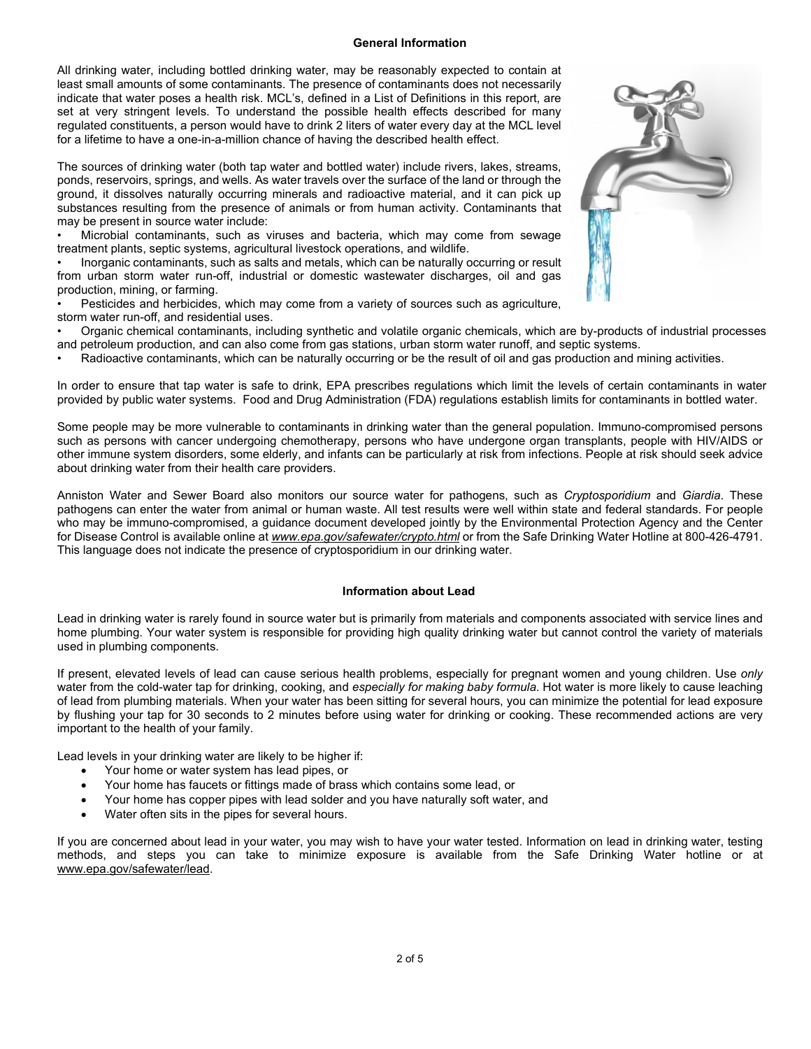## General Information

All drinking water, including bottled drinking water, may be reasonably expected to contain at least small amounts of some contaminants. The presence of contaminants does not necessarily indicate that water poses a health risk. MCL's, defined in a List of Definitions in this report, are set at very stringent levels. To understand the possible health effects described for many regulated constituents, a person would have to drink 2 liters of water every day at the MCL level for a lifetime to have a one-in-a-million chance of having the described health effect.

The sources of drinking water (both tap water and bottled water) include rivers, lakes, streams, ponds, reservoirs, springs, and wells. As water travels over the surface of the land or through the ground, it dissolves naturally occurring minerals and radioactive material, and it can pick up substances resulting from the presence of animals or from human activity. Contaminants that may be present in source water include:

- Microbial contaminants, such as viruses and bacteria, which may come from sewage treatment plants, septic systems, agricultural livestock operations, and wildlife.
- Inorganic contaminants, such as salts and metals, which can be naturally occurring or result from urban storm water run-off, industrial or domestic wastewater discharges, oil and gas production, mining, or farming.
- Pesticides and herbicides, which may come from a variety of sources such as agriculture, storm water run-off, and residential uses.
- Organic chemical contaminants, including synthetic and volatile organic chemicals, which are by-products of industrial processes and petroleum production, and can also come from gas stations, urban storm water runoff, and septic systems.
- Radioactive contaminants, which can be naturally occurring or be the result of oil and gas production and mining activities.

In order to ensure that tap water is safe to drink, EPA prescribes regulations which limit the levels of certain contaminants in water provided by public water systems. Food and Drug Administration (FDA) regulations establish limits for contaminants in bottled water.

Some people may be more vulnerable to contaminants in drinking water than the general population. Immuno-compromised persons such as persons with cancer undergoing chemotherapy, persons who have undergone organ transplants, people with HIV/AIDS or other immune system disorders, some elderly, and infants can be particularly at risk from infections. People at risk should seek advice about drinking water from their health care providers.

Anniston Water and Sewer Board also monitors our source water for pathogens, such as *Cryptosporidium* and *Giardia*. These pathogens can enter the water from animal or human waste. All test results were well within state and federal standards. For people who may be immuno-compromised, a guidance document developed jointly by the Environmental Protection Agency and the Center for Disease Control is available online at *www.epa.gov/safewater/crypto.html* or from the Safe Drinking Water Hotline at 800-426-4791. This language does not indicate the presence of cryptosporidium in our drinking water.

## Information about Lead

Lead in drinking water is rarely found in source water but is primarily from materials and components associated with service lines and home plumbing. Your water system is responsible for providing high quality drinking water but cannot control the variety of materials used in plumbing components.

If present, elevated levels of lead can cause serious health problems, especially for pregnant women and young children. Use *only* water from the cold-water tap for drinking, cooking, and *especially for making baby formula*. Hot water is more likely to cause leaching of lead from plumbing materials. When your water has been sitting for several hours, you can minimize the potential for lead exposure by flushing your tap for 30 seconds to 2 minutes before using water for drinking or cooking. These recommended actions are very important to the health of your family.

Lead levels in your drinking water are likely to be higher if:

- Your home or water system has lead pipes, or
- Your home has faucets or fittings made of brass which contains some lead, or
- Your home has copper pipes with lead solder and you have naturally soft water, and
- Water often sits in the pipes for several hours.

If you are concerned about lead in your water, you may wish to have your water tested. Information on lead in drinking water, testing methods, and steps you can take to minimize exposure is available from the Safe Drinking Water hotline or at www.epa.gov/safewater/lead.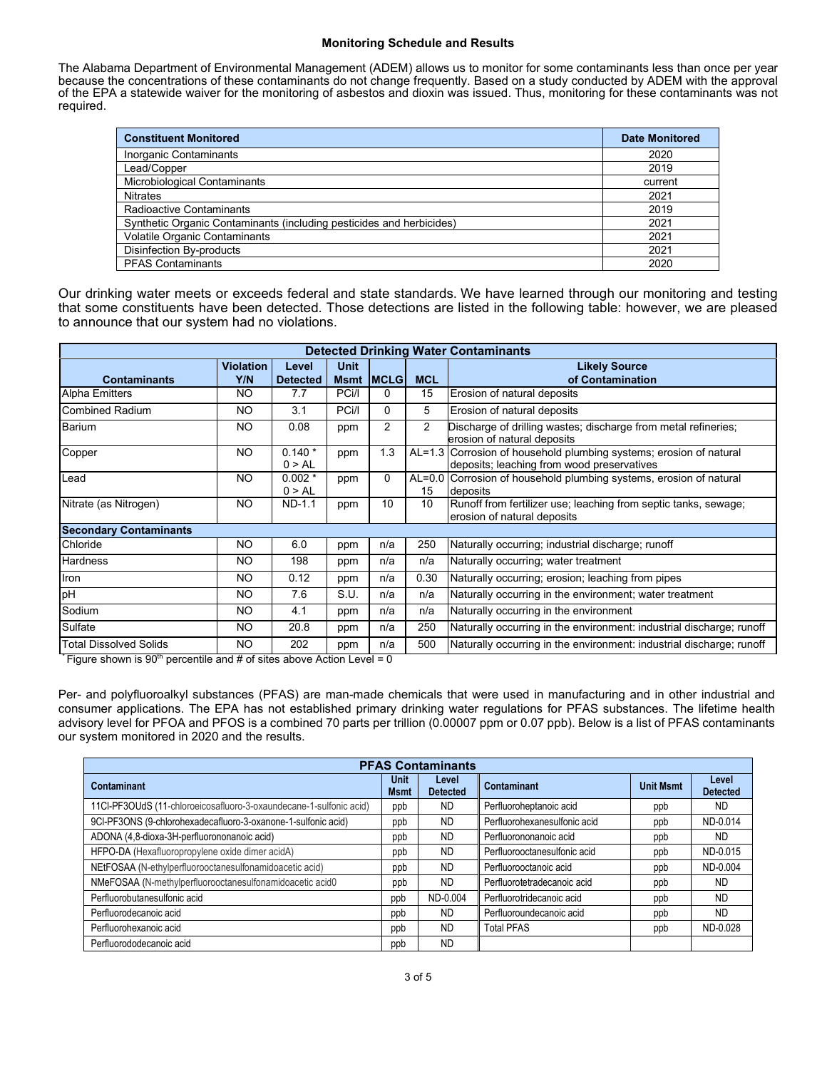## Monitoring Schedule and Results

The Alabama Department of Environmental Management (ADEM) allows us to monitor for some contaminants less than once per year because the concentrations of these contaminants do not change frequently. Based on a study conducted by ADEM with the approval of the EPA a statewide waiver for the monitoring of asbestos and dioxin was issued. Thus, monitoring for these contaminants was not required.

| Constituent Monitored | Date Monitored |
|---|---|
| Inorganic Contaminants | 2020 |
| Lead/Copper | 2019 |
| Microbiological Contaminants | current |
| Nitrates | 2021 |
| Radioactive Contaminants | 2019 |
| Synthetic Organic Contaminants (including pesticides and herbicides) | 2021 |
| Volatile Organic Contaminants | 2021 |
| Disinfection By-products | 2021 |
| PFAS Contaminants | 2020 |

Our drinking water meets or exceeds federal and state standards. We have learned through our monitoring and testing that some constituents have been detected. Those detections are listed in the following table: however, we are pleased to announce that our system had no violations.

| Detected Drinking Water Contaminants | | | | | | |
|---|---|---|---|---|---|---|
| **Contaminants** | **Violation Y/N** | **Level Detected** | **Unit Msmt** | **MCLG** | **MCL** | **Likely Source of Contamination** |
| Alpha Emitters | NO | 7.7 | PCi/l | 0 | 15 | Erosion of natural deposits |
| Combined Radium | NO | 3.1 | PCi/l | 0 | 5 | Erosion of natural deposits |
| Barium | NO | 0.08 | ppm | 2 | 2 | Discharge of drilling wastes; discharge from metal refineries; erosion of natural deposits |
| Copper | NO | 0.140 * 0 > AL | ppm | 1.3 | AL=1.3 | Corrosion of household plumbing systems; erosion of natural deposits; leaching from wood preservatives |
| Lead | NO | 0.002 * 0 > AL | ppm | 0 | AL=0.015 | Corrosion of household plumbing systems, erosion of natural deposits |
| Nitrate (as Nitrogen) | NO | ND-1.1 | ppm | 10 | 10 | Runoff from fertilizer use; leaching from septic tanks, sewage; erosion of natural deposits |
| **Secondary Contaminants** | | | | | | |
| Chloride | NO | 6.0 | ppm | n/a | 250 | Naturally occurring; industrial discharge; runoff |
| Hardness | NO | 198 | ppm | n/a | n/a | Naturally occurring; water treatment |
| Iron | NO | 0.12 | ppm | n/a | 0.30 | Naturally occurring; erosion; leaching from pipes |
| pH | NO | 7.6 | S.U. | n/a | n/a | Naturally occurring in the environment; water treatment |
| Sodium | NO | 4.1 | ppm | n/a | n/a | Naturally occurring in the environment |
| Sulfate | NO | 20.8 | ppm | n/a | 250 | Naturally occurring in the environment: industrial discharge; runoff |
| Total Dissolved Solids | NO | 202 | ppm | n/a | 500 | Naturally occurring in the environment: industrial discharge; runoff |

* Figure shown is 90th percentile and # of sites above Action Level = 0

Per- and polyfluoroalkyl substances (PFAS) are man-made chemicals that were used in manufacturing and in other industrial and consumer applications. The EPA has not established primary drinking water regulations for PFAS substances. The lifetime health advisory level for PFOA and PFOS is a combined 70 parts per trillion (0.00007 ppm or 0.07 ppb). Below is a list of PFAS contaminants our system monitored in 2020 and the results.

| PFAS Contaminants | | | | | |
|---|---|---|---|---|---|
| **Contaminant** | **Unit Msmt** | **Level Detected** | **Contaminant** | **Unit Msmt** | **Level Detected** |
| 11Cl-PF3OUdS (11-chloroeicosafluoro-3-oxaundecane-1-sulfonic acid) | ppb | ND | Perfluoroheptanoic acid | ppb | ND |
| 9Cl-PF3ONS (9-chlorohexadecafluoro-3-oxanone-1-sulfonic acid) | ppb | ND | Perfluorohexanesulfonic acid | ppb | ND-0.014 |
| ADONA (4,8-dioxa-3H-perfluorononanoic acid) | ppb | ND | Perfluorononanoic acid | ppb | ND |
| HFPO-DA (Hexafluoropropylene oxide dimer acidA) | ppb | ND | Perfluorooctanesulfonic acid | ppb | ND-0.015 |
| NEtFOSAA (N-ethylperfluorooctanesulfonamidoacetic acid) | ppb | ND | Perfluorooctanoic acid | ppb | ND-0.004 |
| NMeFOSAA (N-methylperfluorooctanesulfonamidoacetic acid0 | ppb | ND | Perfluorotetradecanoic acid | ppb | ND |
| Perfluorobutanesulfonic acid | ppb | ND-0.004 | Perfluorotridecanoic acid | ppb | ND |
| Perfluorodecanoic acid | ppb | ND | Perfluoroundecanoic acid | ppb | ND |
| Perfluorohexanoic acid | ppb | ND | Total PFAS | ppb | ND-0.028 |
| Perfluorododecanoic acid | ppb | ND | | | |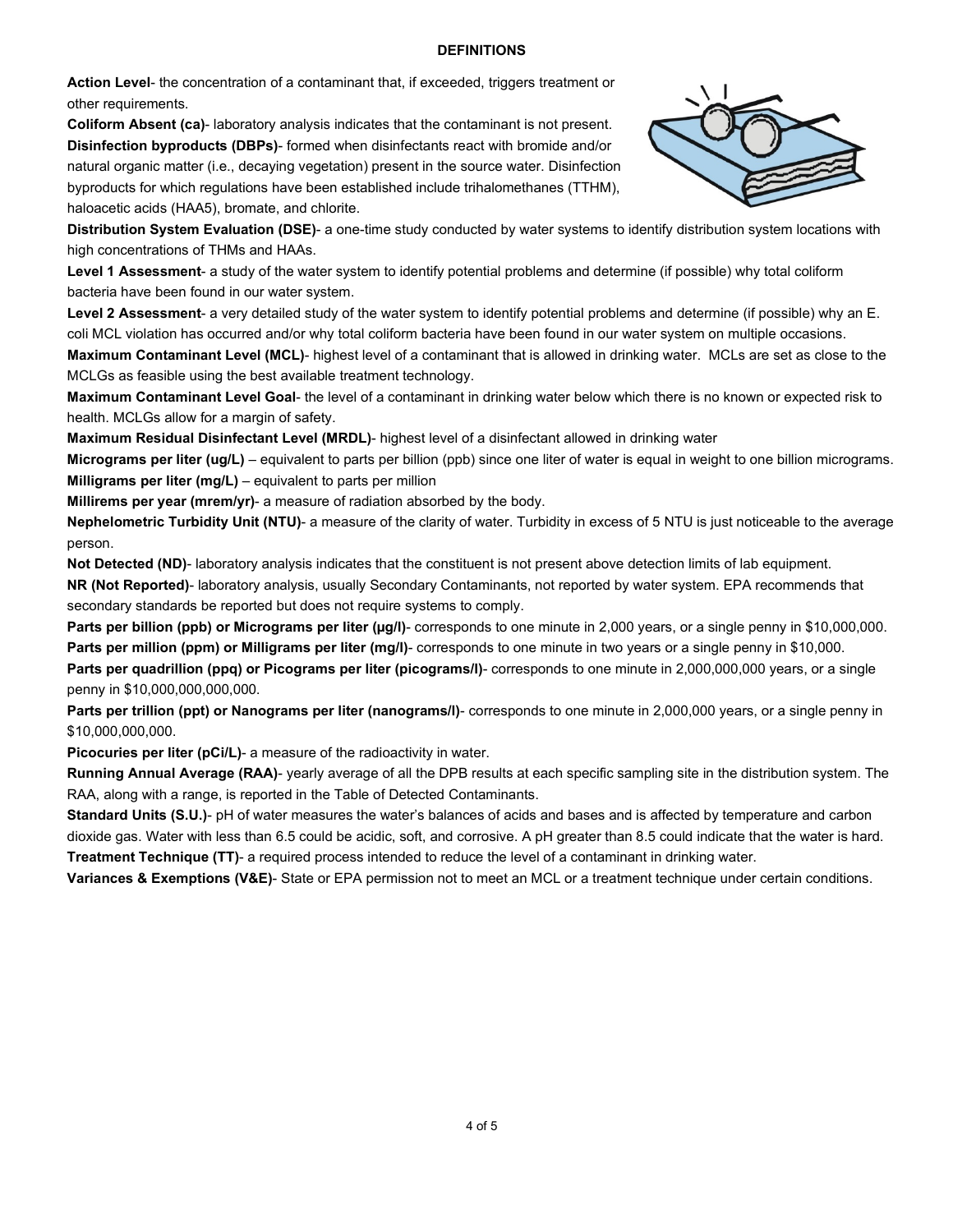## DEFINITIONS

**Action Level**- the concentration of a contaminant that, if exceeded, triggers treatment or other requirements.

**Coliform Absent (ca)**- laboratory analysis indicates that the contaminant is not present.

**Disinfection byproducts (DBPs)**- formed when disinfectants react with bromide and/or natural organic matter (i.e., decaying vegetation) present in the source water. Disinfection byproducts for which regulations have been established include trihalomethanes (TTHM), haloacetic acids (HAA5), bromate, and chlorite.

**Distribution System Evaluation (DSE)**- a one-time study conducted by water systems to identify distribution system locations with high concentrations of THMs and HAAs.

**Level 1 Assessment**- a study of the water system to identify potential problems and determine (if possible) why total coliform bacteria have been found in our water system.

**Level 2 Assessment**- a very detailed study of the water system to identify potential problems and determine (if possible) why an E. coli MCL violation has occurred and/or why total coliform bacteria have been found in our water system on multiple occasions.

**Maximum Contaminant Level (MCL)**- highest level of a contaminant that is allowed in drinking water. MCLs are set as close to the MCLGs as feasible using the best available treatment technology.

**Maximum Contaminant Level Goal**- the level of a contaminant in drinking water below which there is no known or expected risk to health. MCLGs allow for a margin of safety.

**Maximum Residual Disinfectant Level (MRDL)**- highest level of a disinfectant allowed in drinking water

**Micrograms per liter (ug/L)** – equivalent to parts per billion (ppb) since one liter of water is equal in weight to one billion micrograms.

**Milligrams per liter (mg/L)** – equivalent to parts per million

**Millirems per year (mrem/yr)**- a measure of radiation absorbed by the body.

**Nephelometric Turbidity Unit (NTU)**- a measure of the clarity of water. Turbidity in excess of 5 NTU is just noticeable to the average person.

**Not Detected (ND)**- laboratory analysis indicates that the constituent is not present above detection limits of lab equipment.

**NR (Not Reported)**- laboratory analysis, usually Secondary Contaminants, not reported by water system. EPA recommends that secondary standards be reported but does not require systems to comply.

**Parts per billion (ppb) or Micrograms per liter (µg/l)**- corresponds to one minute in 2,000 years, or a single penny in $10,000,000.

**Parts per million (ppm) or Milligrams per liter (mg/l)**- corresponds to one minute in two years or a single penny in $10,000.

**Parts per quadrillion (ppq) or Picograms per liter (picograms/l)**- corresponds to one minute in 2,000,000,000 years, or a single penny in $10,000,000,000,000.

**Parts per trillion (ppt) or Nanograms per liter (nanograms/l)**- corresponds to one minute in 2,000,000 years, or a single penny in $10,000,000,000.

**Picocuries per liter (pCi/L)**- a measure of the radioactivity in water.

**Running Annual Average (RAA)**- yearly average of all the DPB results at each specific sampling site in the distribution system. The RAA, along with a range, is reported in the Table of Detected Contaminants.

**Standard Units (S.U.)**- pH of water measures the water's balances of acids and bases and is affected by temperature and carbon dioxide gas. Water with less than 6.5 could be acidic, soft, and corrosive. A pH greater than 8.5 could indicate that the water is hard.

**Treatment Technique (TT)**- a required process intended to reduce the level of a contaminant in drinking water.

**Variances & Exemptions (V&E)**- State or EPA permission not to meet an MCL or a treatment technique under certain conditions.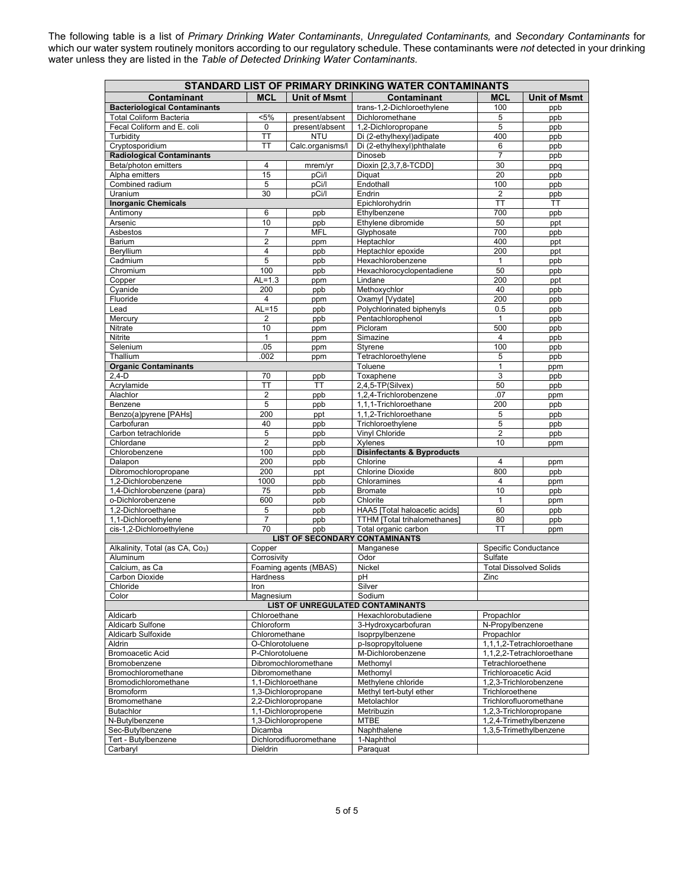The following table is a list of *Primary Drinking Water Contaminants*, *Unregulated Contaminants,* and *Secondary Contaminants* for which our water system routinely monitors according to our regulatory schedule. These contaminants were *not* detected in your drinking water unless they are listed in the *Table of Detected Drinking Water Contaminants.*

| **STANDARD LIST OF PRIMARY DRINKING WATER CONTAMINANTS** | | | | | |
|---|---|---|---|---|---|
| **Contaminant** | **MCL** | **Unit of Msmt** | **Contaminant** | **MCL** | **Unit of Msmt** |
| **Bacteriological Contaminants** | | | trans-1,2-Dichloroethylene | 100 | ppb |
| Total Coliform Bacteria | <5% | present/absent | Dichloromethane | 5 | ppb |
| Fecal Coliform and E. coli | 0 | present/absent | 1,2-Dichloropropane | 5 | ppb |
| Turbidity | TT | NTU | Di (2-ethylhexyl)adipate | 400 | ppb |
| Cryptosporidium | TT | Calc.organisms/l | Di (2-ethylhexyl)phthalate | 6 | ppb |
| **Radiological Contaminants** | | | Dinoseb | 7 | ppb |
| Beta/photon emitters | 4 | mrem/yr | Dioxin [2,3,7,8-TCDD] | 30 | ppq |
| Alpha emitters | 15 | pCi/l | Diquat | 20 | ppb |
| Combined radium | 5 | pCi/l | Endothall | 100 | ppb |
| Uranium | 30 | pCi/l | Endrin | 2 | ppb |
| **Inorganic Chemicals** | | | Epichlorohydrin | TT | TT |
| Antimony | 6 | ppb | Ethylbenzene | 700 | ppb |
| Arsenic | 10 | ppb | Ethylene dibromide | 50 | ppt |
| Asbestos | 7 | MFL | Glyphosate | 700 | ppb |
| Barium | 2 | ppm | Heptachlor | 400 | ppt |
| Beryllium | 4 | ppb | Heptachlor epoxide | 200 | ppt |
| Cadmium | 5 | ppb | Hexachlorobenzene | 1 | ppb |
| Chromium | 100 | ppb | Hexachlorocyclopentadiene | 50 | ppb |
| Copper | AL=1.3 | ppm | Lindane | 200 | ppt |
| Cyanide | 200 | ppb | Methoxychlor | 40 | ppb |
| Fluoride | 4 | ppm | Oxamyl [Vydate] | 200 | ppb |
| Lead | AL=15 | ppb | Polychlorinated biphenyls | 0.5 | ppb |
| Mercury | 2 | ppb | Pentachlorophenol | 1 | ppb |
| Nitrate | 10 | ppm | Picloram | 500 | ppb |
| Nitrite | 1 | ppm | Simazine | 4 | ppb |
| Selenium | .05 | ppm | Styrene | 100 | ppb |
| Thallium | .002 | ppm | Tetrachloroethylene | 5 | ppb |
| **Organic Contaminants** | | | Toluene | 1 | ppm |
| 2,4-D | 70 | ppb | Toxaphene | 3 | ppb |
| Acrylamide | TT | TT | 2,4,5-TP(Silvex) | 50 | ppb |
| Alachlor | 2 | ppb | 1,2,4-Trichlorobenzene | .07 | ppm |
| Benzene | 5 | ppb | 1,1,1-Trichloroethane | 200 | ppb |
| Benzo(a)pyrene [PAHs] | 200 | ppt | 1,1,2-Trichloroethane | 5 | ppb |
| Carbofuran | 40 | ppb | Trichloroethylene | 5 | ppb |
| Carbon tetrachloride | 5 | ppb | Vinyl Chloride | 2 | ppb |
| Chlordane | 2 | ppb | Xylenes | 10 | ppm |
| Chlorobenzene | 100 | ppb | **Disinfectants & Byproducts** | | |
| Dalapon | 200 | ppb | Chlorine | 4 | ppm |
| Dibromochloropropane | 200 | ppt | Chlorine Dioxide | 800 | ppb |
| 1,2-Dichlorobenzene | 1000 | ppb | Chloramines | 4 | ppm |
| 1,4-Dichlorobenzene (para) | 75 | ppb | Bromate | 10 | ppb |
| o-Dichlorobenzene | 600 | ppb | Chlorite | 1 | ppm |
| 1,2-Dichloroethane | 5 | ppb | HAA5 [Total haloacetic acids] | 60 | ppb |
| 1,1-Dichloroethylene | 7 | ppb | TTHM [Total trihalomethanes] | 80 | ppb |
| cis-1,2-Dichloroethylene | 70 | ppb | Total organic carbon | TT | ppm |

| **LIST OF SECONDARY CONTAMINANTS** | | | |
|---|---|---|---|
| Alkalinity, Total (as CA, $Co_3$) | Copper | Manganese | Specific Conductance |
| Aluminum | Corrosivity | Odor | Sulfate |
| Calcium, as Ca | Foaming agents (MBAS) | Nickel | Total Dissolved Solids |
| Carbon Dioxide | Hardness | pH | Zinc |
| Chloride | Iron | Silver | |
| Color | Magnesium | Sodium | |

| **LIST OF UNREGULATED CONTAMINANTS** | | | |
|---|---|---|---|
| Aldicarb | Chloroethane | Hexachlorobutadiene | Propachlor |
| Aldicarb Sulfone | Chloroform | 3-Hydroxycarbofuran | N-Propylbenzene |
| Aldicarb Sulfoxide | Chloromethane | Isoprpylbenzene | Propachlor |
| Aldrin | O-Chlorotoluene | p-Isopropyltoluene | 1,1,1,2-Tetrachloroethane |
| Bromoacetic Acid | P-Chlorotoluene | M-Dichlorobenzene | 1,1,2,2-Tetrachloroethane |
| Bromobenzene | Dibromochloromethane | Methomyl | Tetrachloroethene |
| Bromochloromethane | Dibromomethane | Methomyl | Trichloroacetic Acid |
| Bromodichloromethane | 1,1-Dichloroethane | Methylene chloride | 1,2,3-Trichlorobenzene |
| Bromoform | 1,3-Dichloropropane | Methyl tert-butyl ether | Trichloroethene |
| Bromomethane | 2,2-Dichloropropane | Metolachlor | Trichlorofluoromethane |
| Butachlor | 1,1-Dichloropropene | Metribuzin | 1,2,3-Trichloropropane |
| N-Butylbenzene | 1,3-Dichloropropene | MTBE | 1,2,4-Trimethylbenzene |
| Sec-Butylbenzene | Dicamba | Naphthalene | 1,3,5-Trimethylbenzene |
| Tert - Butylbenzene | Dichlorodifluoromethane | 1-Naphthol | |
| Carbaryl | Dieldrin | Paraquat | |